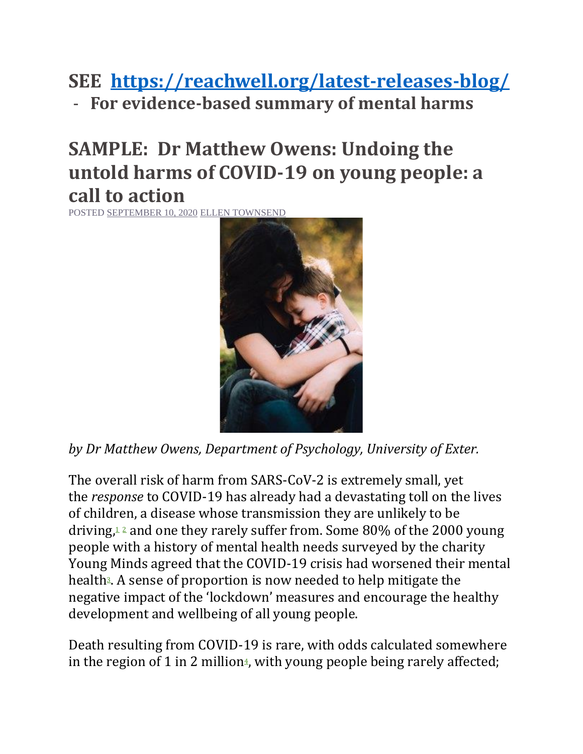## SEE [https://reachwell.org/latest-releases-blog/](https://reachwell.org/latest-releases-blog/)

- **For evidence-based summary of mental harms**

# SAMPLE: Dr Matthew Owens: Undoing the untold harms of COVID-19 on young people: a call to action

POSTED SEPTEMBER 10, 2020 ELLEN TOWNSEND

*by Dr Matthew Owens, Department of Psychology, University of Exter.*

The overall risk of harm from SARS-CoV-2 is extremely small, yet the *response* to COVID-19 has already had a devastating toll on the lives of children, a disease whose transmission they are unlikely to be driving,[1] [2] and one they rarely suffer from. Some 80% of the 2000 young people with a history of mental health needs surveyed by the charity Young Minds agreed that the COVID-19 crisis had worsened their mental health[3]. A sense of proportion is now needed to help mitigate the negative impact of the 'lockdown' measures and encourage the healthy development and wellbeing of all young people.

Death resulting from COVID-19 is rare, with odds calculated somewhere in the region of 1 in 2 million[4], with young people being rarely affected;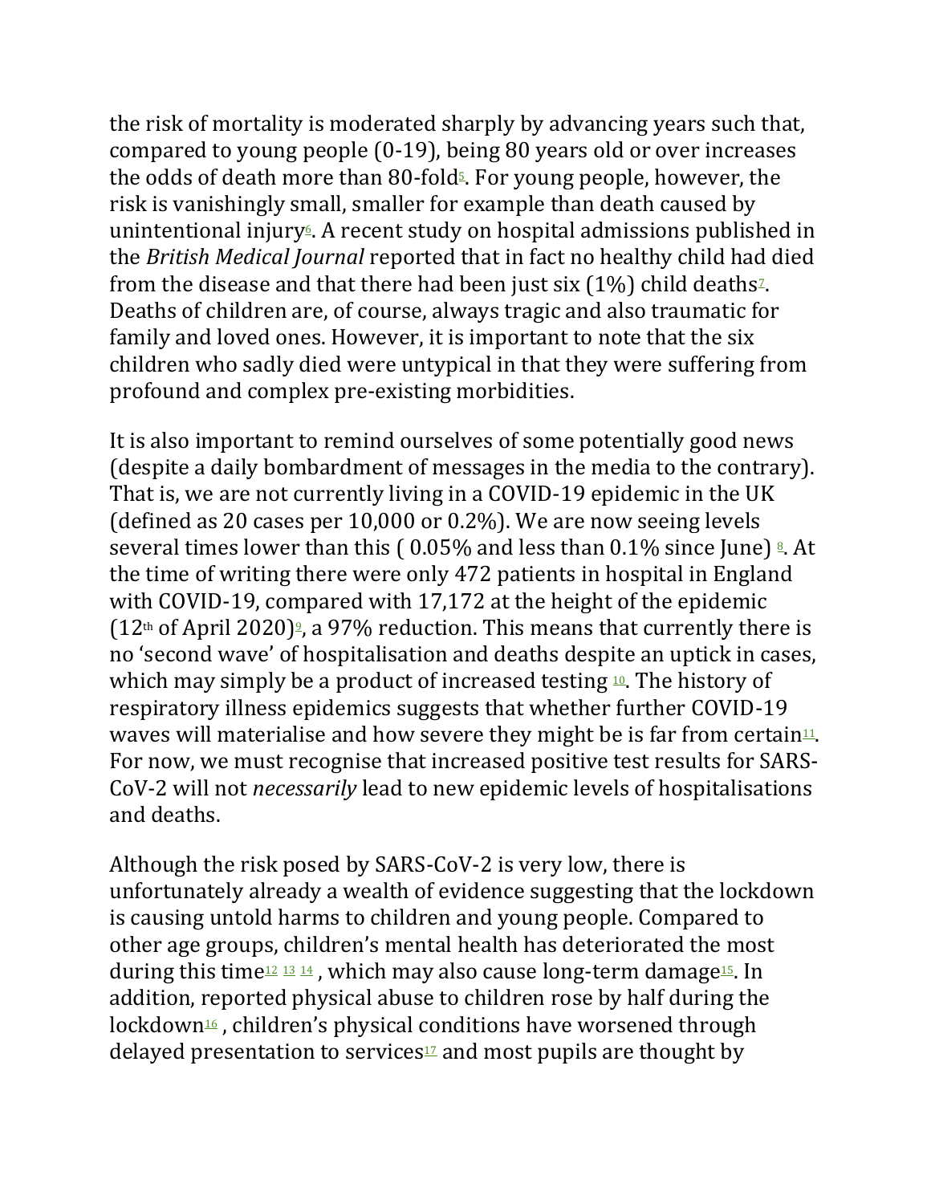the risk of mortality is moderated sharply by advancing years such that, compared to young people (0-19), being 80 years old or over increases the odds of death more than 80-fold[5]. For young people, however, the risk is vanishingly small, smaller for example than death caused by unintentional injury[6]. A recent study on hospital admissions published in the *British Medical Journal* reported that in fact no healthy child had died from the disease and that there had been just six (1%) child deaths[7]. Deaths of children are, of course, always tragic and also traumatic for family and loved ones. However, it is important to note that the six children who sadly died were untypical in that they were suffering from profound and complex pre-existing morbidities.

It is also important to remind ourselves of some potentially good news (despite a daily bombardment of messages in the media to the contrary). That is, we are not currently living in a COVID-19 epidemic in the UK (defined as 20 cases per 10,000 or 0.2%). We are now seeing levels several times lower than this ( 0.05% and less than 0.1% since June) [8]. At the time of writing there were only 472 patients in hospital in England with COVID-19, compared with 17,172 at the height of the epidemic (12th of April 2020)[9], a 97% reduction. This means that currently there is no 'second wave' of hospitalisation and deaths despite an uptick in cases, which may simply be a product of increased testing [10]. The history of respiratory illness epidemics suggests that whether further COVID-19 waves will materialise and how severe they might be is far from certain[11]. For now, we must recognise that increased positive test results for SARS-CoV-2 will not *necessarily* lead to new epidemic levels of hospitalisations and deaths.

Although the risk posed by SARS-CoV-2 is very low, there is unfortunately already a wealth of evidence suggesting that the lockdown is causing untold harms to children and young people. Compared to other age groups, children's mental health has deteriorated the most during this time[12] [13] [14] , which may also cause long-term damage[15]. In addition, reported physical abuse to children rose by half during the lockdown[16] , children's physical conditions have worsened through delayed presentation to services[17] and most pupils are thought by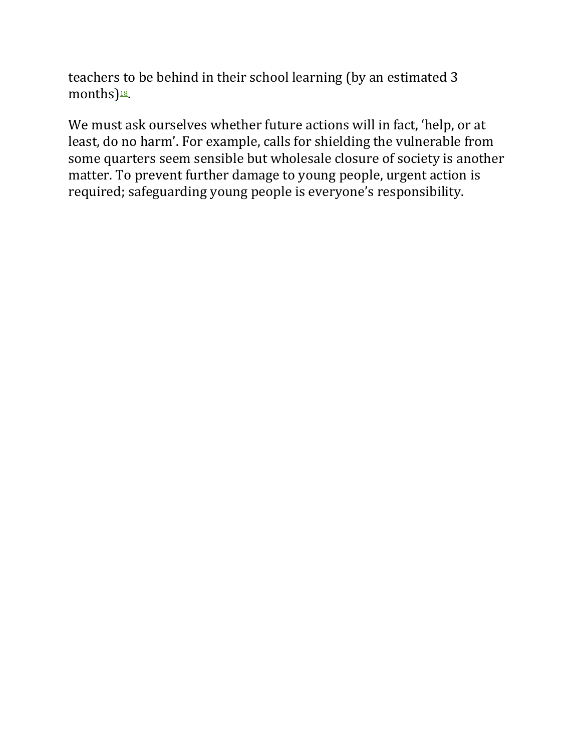teachers to be behind in their school learning (by an estimated 3 months)[18].

We must ask ourselves whether future actions will in fact, 'help, or at least, do no harm'. For example, calls for shielding the vulnerable from some quarters seem sensible but wholesale closure of society is another matter. To prevent further damage to young people, urgent action is required; safeguarding young people is everyone's responsibility.